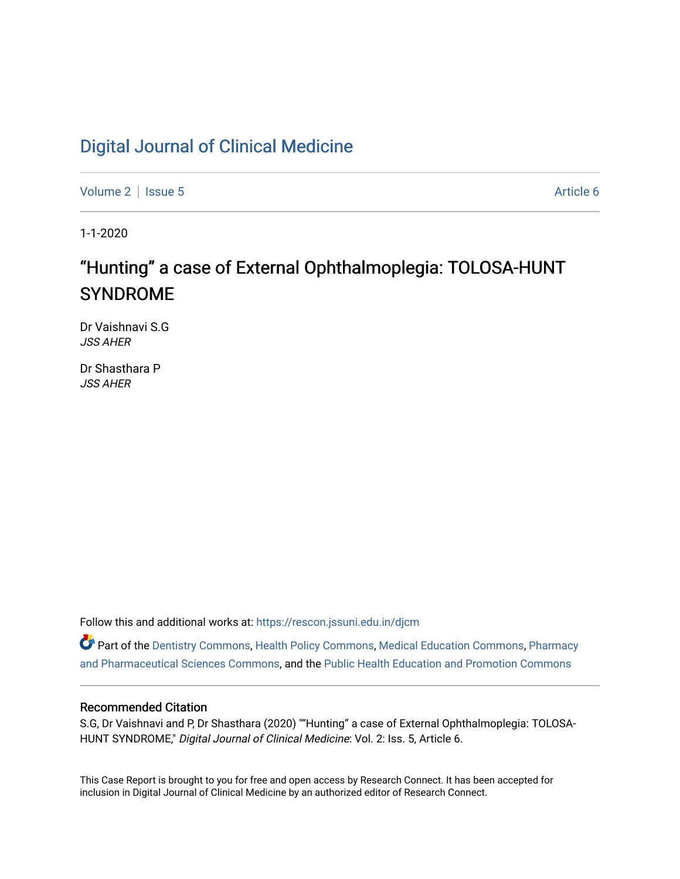# Digital Journal of Clinical Medicine

Volume 2 | Issue 5 Article 6

1-1-2020

## "Hunting" a case of External Ophthalmoplegia: TOLOSA-HUNT SYNDROME

Dr Vaishnavi S.G
*JSS AHER*

Dr Shasthara P
*JSS AHER*

Follow this and additional works at: https://rescon.jssuni.edu.in/djcm

Part of the Dentistry Commons, Health Policy Commons, Medical Education Commons, Pharmacy and Pharmaceutical Sciences Commons, and the Public Health Education and Promotion Commons

### Recommended Citation

S.G, Dr Vaishnavi and P, Dr Shasthara (2020) ""Hunting" a case of External Ophthalmoplegia: TOLOSA-HUNT SYNDROME," *Digital Journal of Clinical Medicine*: Vol. 2: Iss. 5, Article 6.

This Case Report is brought to you for free and open access by Research Connect. It has been accepted for inclusion in Digital Journal of Clinical Medicine by an authorized editor of Research Connect.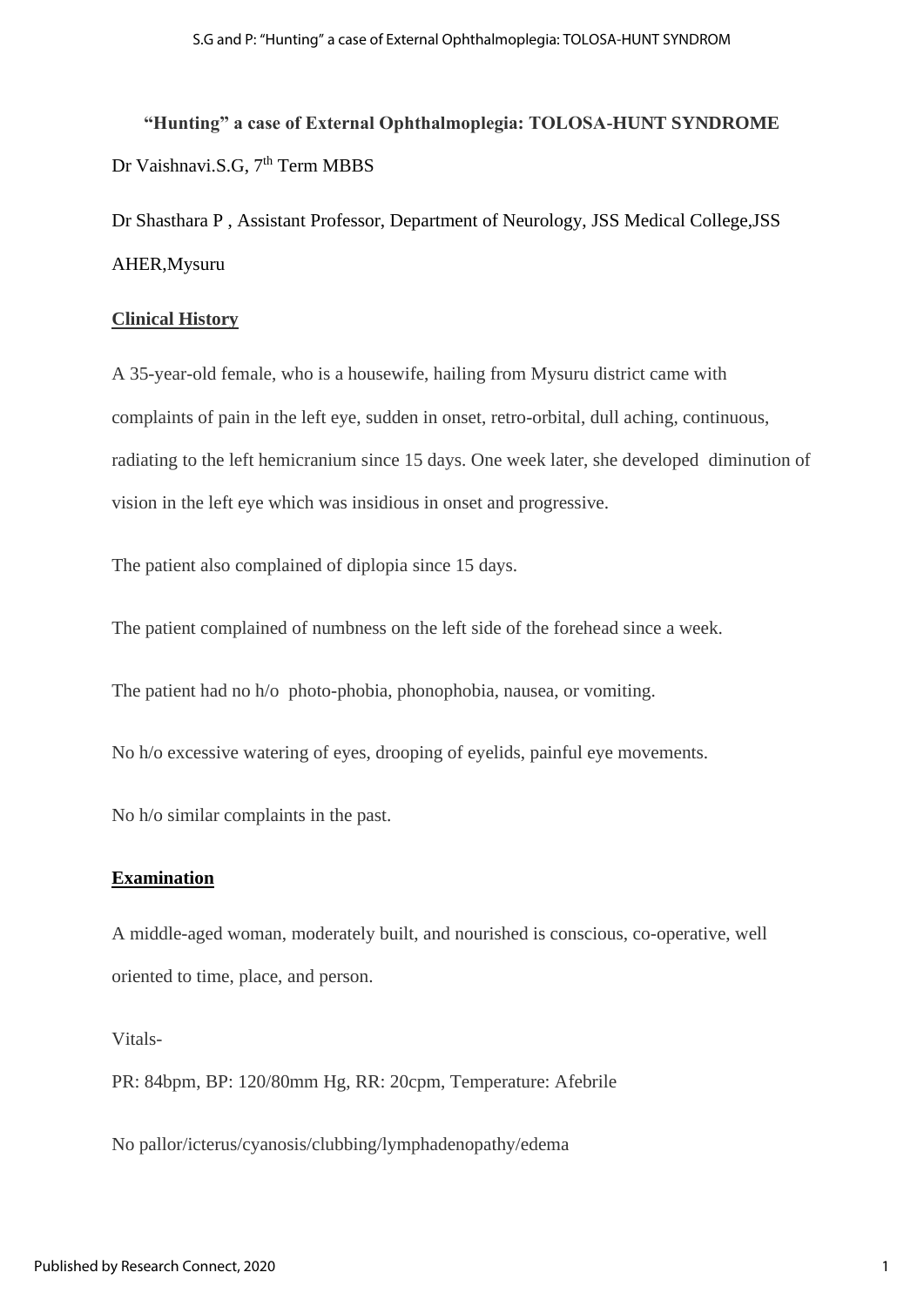# "Hunting" a case of External Ophthalmoplegia: TOLOSA-HUNT SYNDROME

Dr Vaishnavi.S.G, 7th Term MBBS

Dr Shasthara P , Assistant Professor, Department of Neurology, JSS Medical College,JSS AHER,Mysuru

## Clinical History

A 35-year-old female, who is a housewife, hailing from Mysuru district came with complaints of pain in the left eye, sudden in onset, retro-orbital, dull aching, continuous, radiating to the left hemicranium since 15 days. One week later, she developed diminution of vision in the left eye which was insidious in onset and progressive.

The patient also complained of diplopia since 15 days.

The patient complained of numbness on the left side of the forehead since a week.

The patient had no h/o photo-phobia, phonophobia, nausea, or vomiting.

No h/o excessive watering of eyes, drooping of eyelids, painful eye movements.

No h/o similar complaints in the past.

## Examination

A middle-aged woman, moderately built, and nourished is conscious, co-operative, well oriented to time, place, and person.

Vitals-

PR: 84bpm, BP: 120/80mm Hg, RR: 20cpm, Temperature: Afebrile

No pallor/icterus/cyanosis/clubbing/lymphadenopathy/edema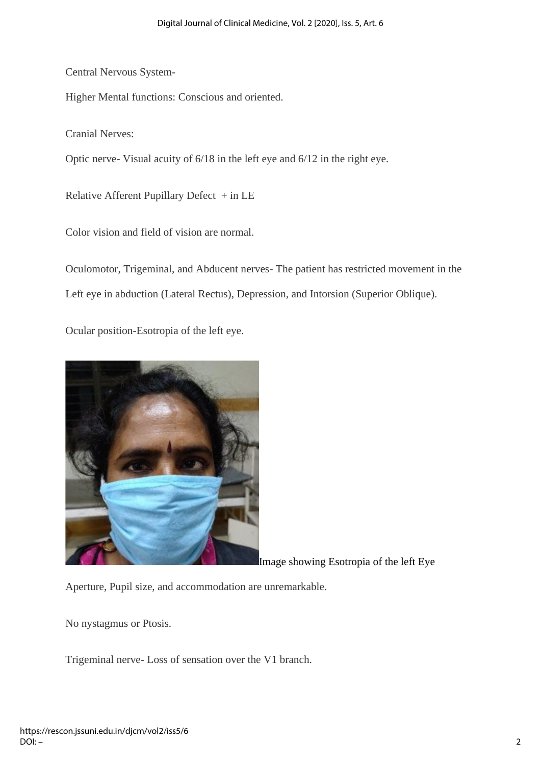Central Nervous System-

Higher Mental functions: Conscious and oriented.

Cranial Nerves:

Optic nerve- Visual acuity of 6/18 in the left eye and 6/12 in the right eye.

Relative Afferent Pupillary Defect + in LE

Color vision and field of vision are normal.

Oculomotor, Trigeminal, and Abducent nerves- The patient has restricted movement in the Left eye in abduction (Lateral Rectus), Depression, and Intorsion (Superior Oblique).

Ocular position-Esotropia of the left eye.

Image showing Esotropia of the left Eye

Aperture, Pupil size, and accommodation are unremarkable.

No nystagmus or Ptosis.

Trigeminal nerve- Loss of sensation over the V1 branch.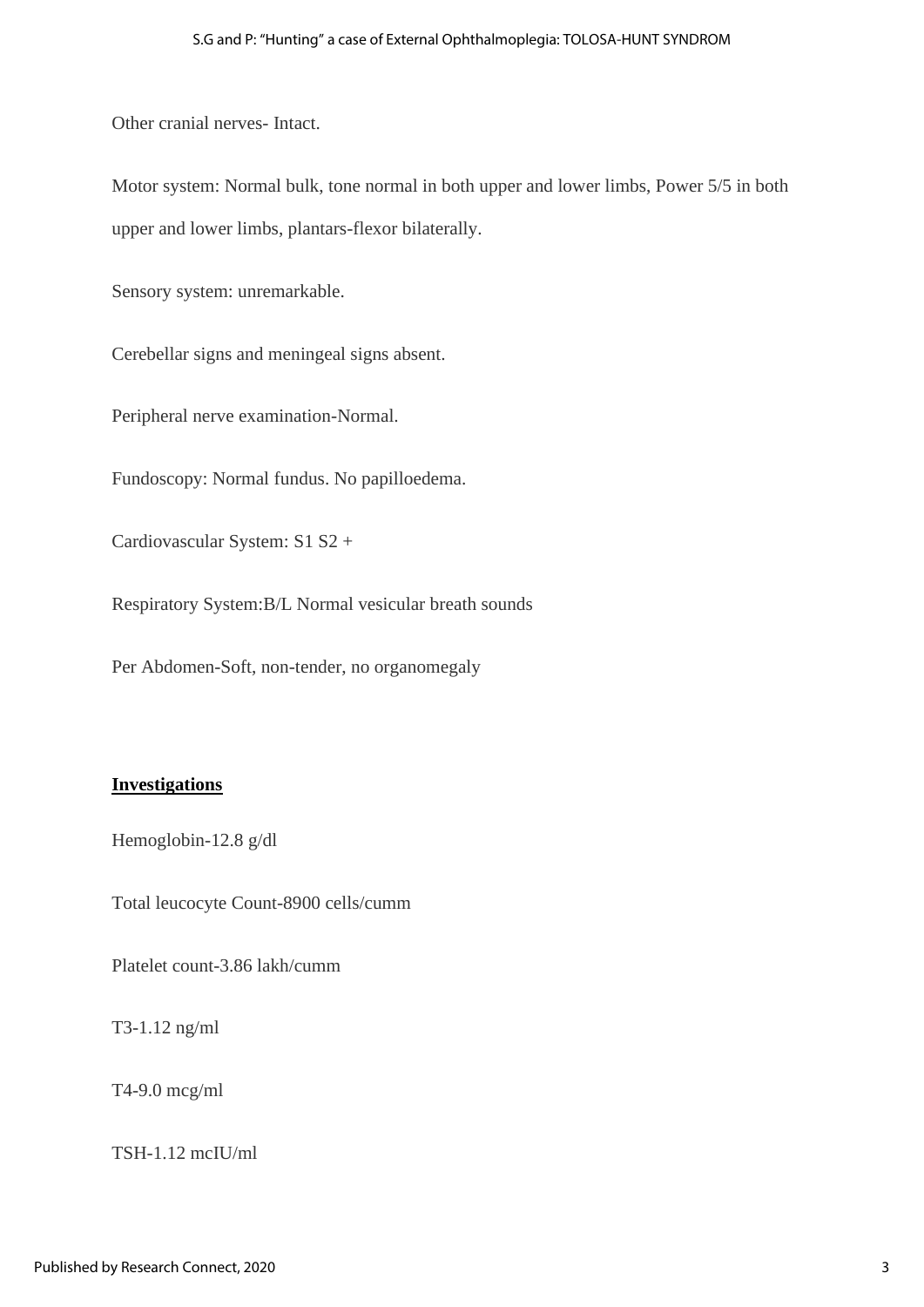Other cranial nerves- Intact.

Motor system: Normal bulk, tone normal in both upper and lower limbs, Power 5/5 in both upper and lower limbs, plantars-flexor bilaterally.

Sensory system: unremarkable.

Cerebellar signs and meningeal signs absent.

Peripheral nerve examination-Normal.

Fundoscopy: Normal fundus. No papilloedema.

Cardiovascular System: S1 S2 +

Respiratory System:B/L Normal vesicular breath sounds

Per Abdomen-Soft, non-tender, no organomegaly

**Investigations**

Hemoglobin-12.8 g/dl

Total leucocyte Count-8900 cells/cumm

Platelet count-3.86 lakh/cumm

T3-1.12 ng/ml

T4-9.0 mcg/ml

TSH-1.12 mcIU/ml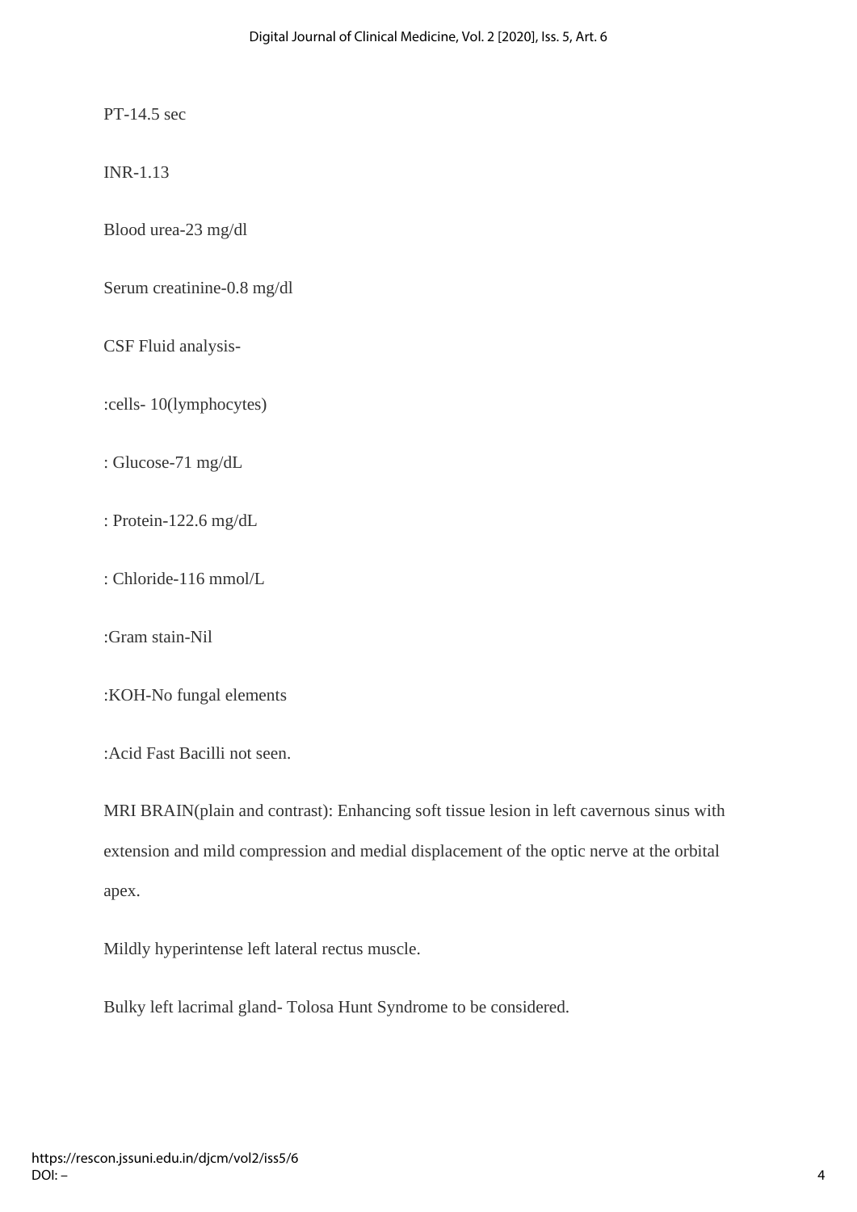PT-14.5 sec

INR-1.13

Blood urea-23 mg/dl

Serum creatinine-0.8 mg/dl

CSF Fluid analysis-

:cells- 10(lymphocytes)

: Glucose-71 mg/dL

: Protein-122.6 mg/dL

: Chloride-116 mmol/L

:Gram stain-Nil

:KOH-No fungal elements

:Acid Fast Bacilli not seen.

MRI BRAIN(plain and contrast): Enhancing soft tissue lesion in left cavernous sinus with extension and mild compression and medial displacement of the optic nerve at the orbital apex.

Mildly hyperintense left lateral rectus muscle.

Bulky left lacrimal gland- Tolosa Hunt Syndrome to be considered.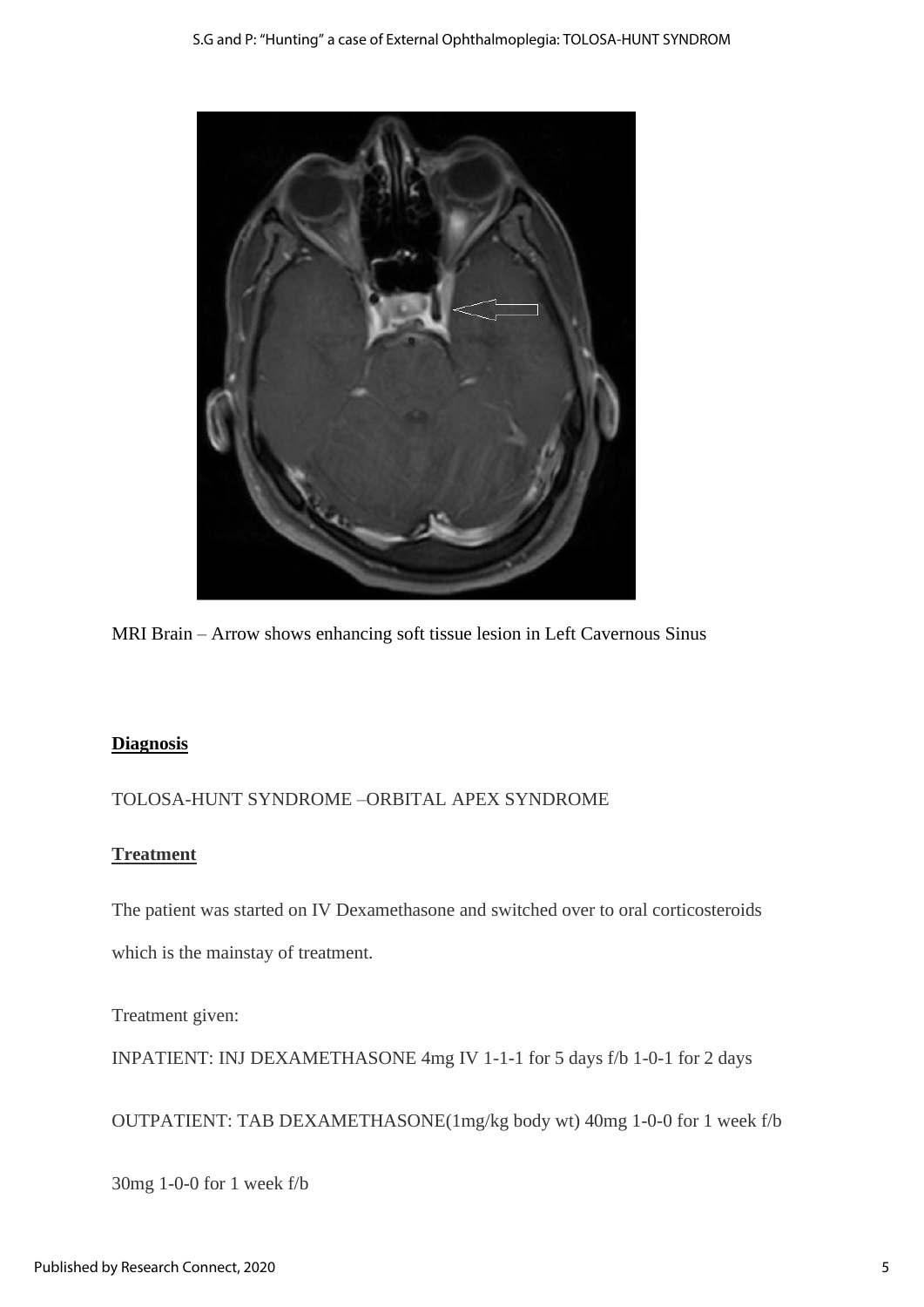MRI Brain – Arrow shows enhancing soft tissue lesion in Left Cavernous Sinus

**Diagnosis**

TOLOSA-HUNT SYNDROME –ORBITAL APEX SYNDROME

**Treatment**

The patient was started on IV Dexamethasone and switched over to oral corticosteroids which is the mainstay of treatment.

Treatment given:

INPATIENT: INJ DEXAMETHASONE 4mg IV 1-1-1 for 5 days f/b 1-0-1 for 2 days

OUTPATIENT: TAB DEXAMETHASONE(1mg/kg body wt) 40mg 1-0-0 for 1 week f/b

30mg 1-0-0 for 1 week f/b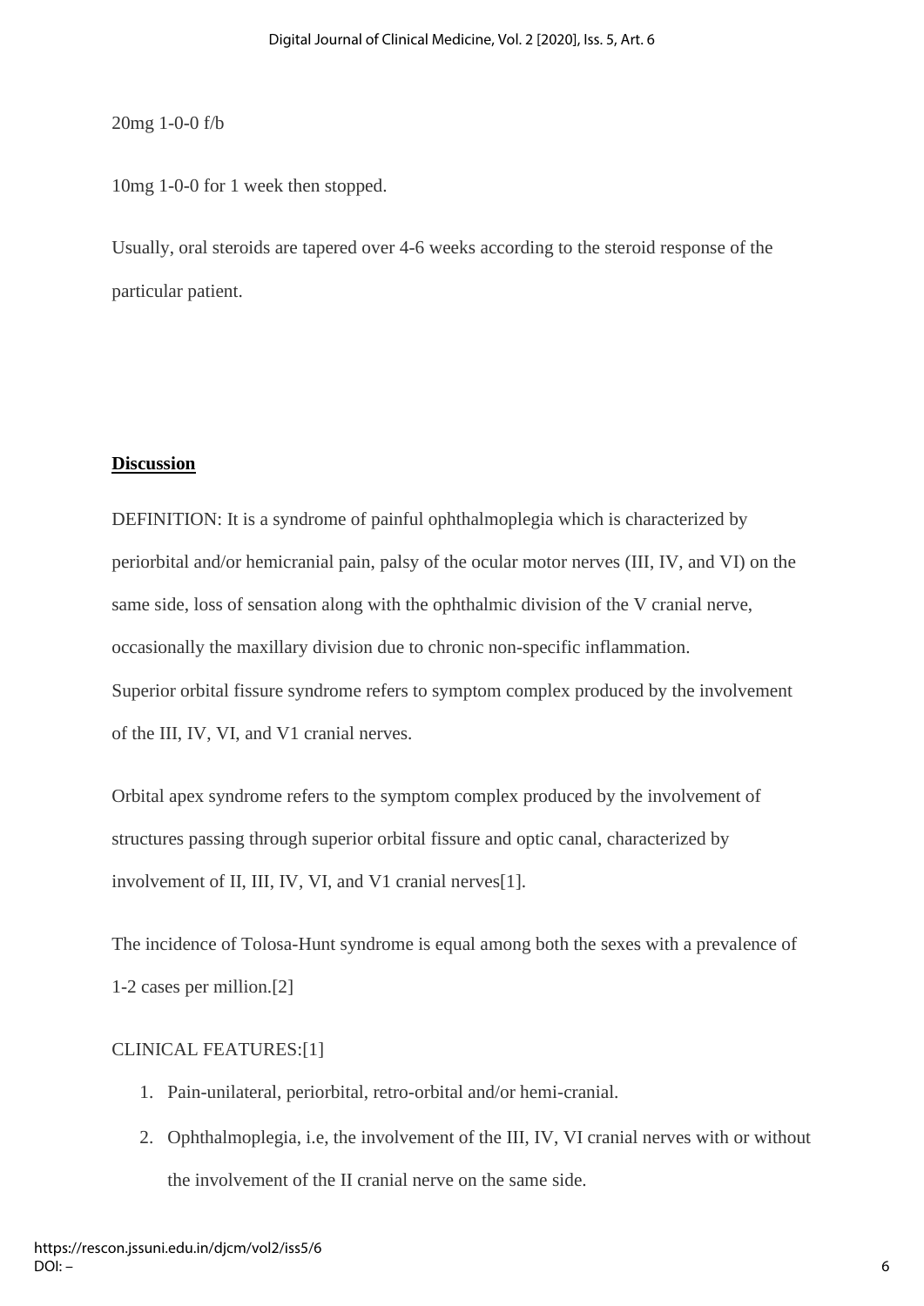20mg 1-0-0 f/b

10mg 1-0-0 for 1 week then stopped.

Usually, oral steroids are tapered over 4-6 weeks according to the steroid response of the particular patient.

## **Discussion**

DEFINITION: It is a syndrome of painful ophthalmoplegia which is characterized by periorbital and/or hemicranial pain, palsy of the ocular motor nerves (III, IV, and VI) on the same side, loss of sensation along with the ophthalmic division of the V cranial nerve, occasionally the maxillary division due to chronic non-specific inflammation.
Superior orbital fissure syndrome refers to symptom complex produced by the involvement of the III, IV, VI, and V1 cranial nerves.

Orbital apex syndrome refers to the symptom complex produced by the involvement of structures passing through superior orbital fissure and optic canal, characterized by involvement of II, III, IV, VI, and V1 cranial nerves[1].

The incidence of Tolosa-Hunt syndrome is equal among both the sexes with a prevalence of 1-2 cases per million.[2]

CLINICAL FEATURES:[1]

1. Pain-unilateral, periorbital, retro-orbital and/or hemi-cranial.
2. Ophthalmoplegia, i.e, the involvement of the III, IV, VI cranial nerves with or without the involvement of the II cranial nerve on the same side.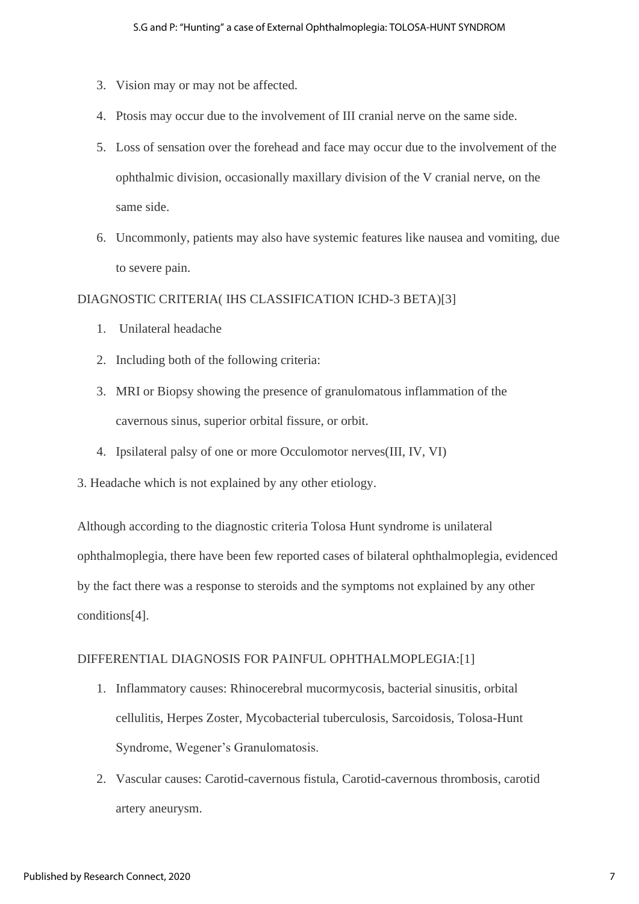3. Vision may or may not be affected.
4. Ptosis may occur due to the involvement of III cranial nerve on the same side.
5. Loss of sensation over the forehead and face may occur due to the involvement of the ophthalmic division, occasionally maxillary division of the V cranial nerve, on the same side.
6. Uncommonly, patients may also have systemic features like nausea and vomiting, due to severe pain.

DIAGNOSTIC CRITERIA( IHS CLASSIFICATION ICHD-3 BETA)[3]

1. Unilateral headache
2. Including both of the following criteria:
3. MRI or Biopsy showing the presence of granulomatous inflammation of the cavernous sinus, superior orbital fissure, or orbit.
4. Ipsilateral palsy of one or more Occulomotor nerves(III, IV, VI)

3. Headache which is not explained by any other etiology.

Although according to the diagnostic criteria Tolosa Hunt syndrome is unilateral ophthalmoplegia, there have been few reported cases of bilateral ophthalmoplegia, evidenced by the fact there was a response to steroids and the symptoms not explained by any other conditions[4].

DIFFERENTIAL DIAGNOSIS FOR PAINFUL OPHTHALMOPLEGIA:[1]

1. Inflammatory causes: Rhinocerebral mucormycosis, bacterial sinusitis, orbital cellulitis, Herpes Zoster, Mycobacterial tuberculosis, Sarcoidosis, Tolosa-Hunt Syndrome, Wegener's Granulomatosis.
2. Vascular causes: Carotid-cavernous fistula, Carotid-cavernous thrombosis, carotid artery aneurysm.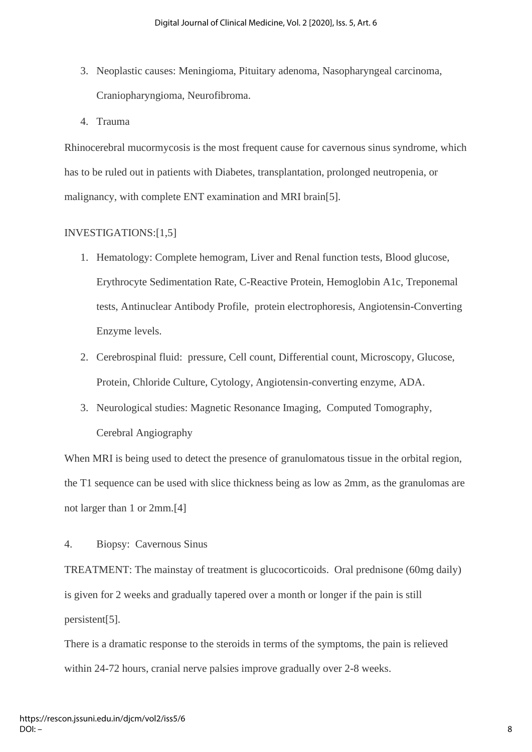3. Neoplastic causes: Meningioma, Pituitary adenoma, Nasopharyngeal carcinoma, Craniopharyngioma, Neurofibroma.
4. Trauma

Rhinocerebral mucormycosis is the most frequent cause for cavernous sinus syndrome, which has to be ruled out in patients with Diabetes, transplantation, prolonged neutropenia, or malignancy, with complete ENT examination and MRI brain[5].

INVESTIGATIONS:[1,5]

1. Hematology: Complete hemogram, Liver and Renal function tests, Blood glucose, Erythrocyte Sedimentation Rate, C-Reactive Protein, Hemoglobin A1c, Treponemal tests, Antinuclear Antibody Profile, protein electrophoresis, Angiotensin-Converting Enzyme levels.
2. Cerebrospinal fluid: pressure, Cell count, Differential count, Microscopy, Glucose, Protein, Chloride Culture, Cytology, Angiotensin-converting enzyme, ADA.
3. Neurological studies: Magnetic Resonance Imaging, Computed Tomography, Cerebral Angiography

When MRI is being used to detect the presence of granulomatous tissue in the orbital region, the T1 sequence can be used with slice thickness being as low as 2mm, as the granulomas are not larger than 1 or 2mm.[4]

4. Biopsy: Cavernous Sinus

TREATMENT: The mainstay of treatment is glucocorticoids. Oral prednisone (60mg daily) is given for 2 weeks and gradually tapered over a month or longer if the pain is still persistent[5].

There is a dramatic response to the steroids in terms of the symptoms, the pain is relieved within 24-72 hours, cranial nerve palsies improve gradually over 2-8 weeks.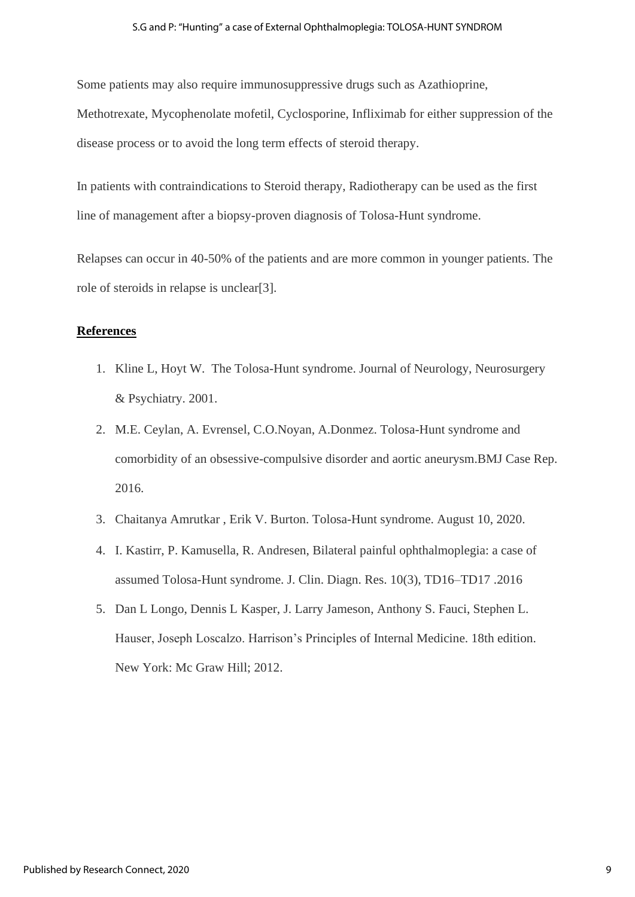Some patients may also require immunosuppressive drugs such as Azathioprine, Methotrexate, Mycophenolate mofetil, Cyclosporine, Infliximab for either suppression of the disease process or to avoid the long term effects of steroid therapy.

In patients with contraindications to Steroid therapy, Radiotherapy can be used as the first line of management after a biopsy-proven diagnosis of Tolosa-Hunt syndrome.

Relapses can occur in 40-50% of the patients and are more common in younger patients. The role of steroids in relapse is unclear[3].

## References

1. Kline L, Hoyt W. The Tolosa-Hunt syndrome. Journal of Neurology, Neurosurgery & Psychiatry. 2001.
2. M.E. Ceylan, A. Evrensel, C.O.Noyan, A.Donmez. Tolosa-Hunt syndrome and comorbidity of an obsessive-compulsive disorder and aortic aneurysm.BMJ Case Rep. 2016.
3. Chaitanya Amrutkar , Erik V. Burton. Tolosa-Hunt syndrome. August 10, 2020.
4. I. Kastirr, P. Kamusella, R. Andresen, Bilateral painful ophthalmoplegia: a case of assumed Tolosa-Hunt syndrome. J. Clin. Diagn. Res. 10(3), TD16–TD17 .2016
5. Dan L Longo, Dennis L Kasper, J. Larry Jameson, Anthony S. Fauci, Stephen L. Hauser, Joseph Loscalzo. Harrison's Principles of Internal Medicine. 18th edition. New York: Mc Graw Hill; 2012.